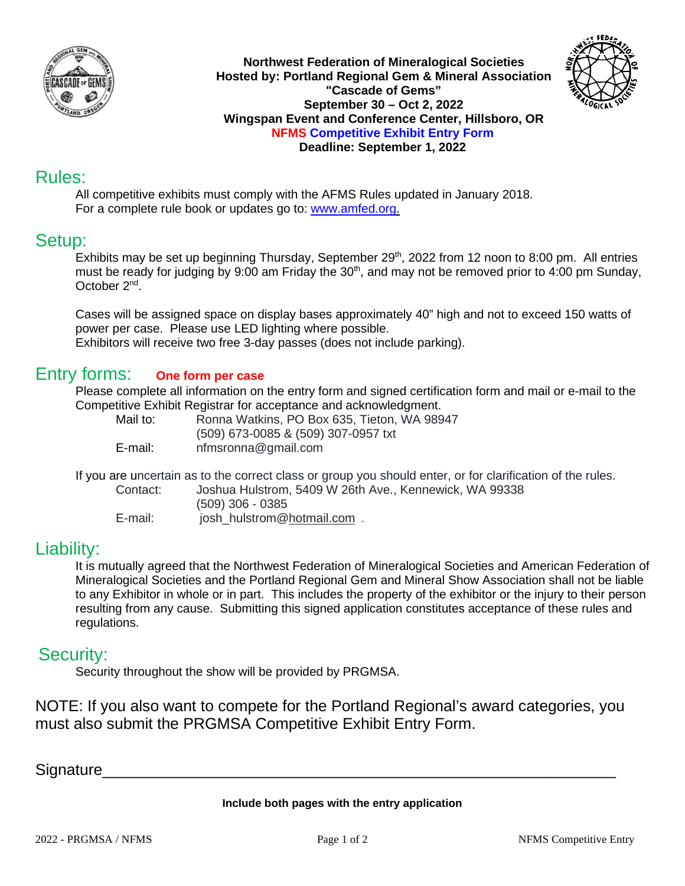**Northwest Federation of Mineralogical Societies**
**Hosted by: Portland Regional Gem & Mineral Association**
**"Cascade of Gems"**
**September 30 – Oct 2, 2022**
**Wingspan Event and Conference Center, Hillsboro, OR**
**NFMS Competitive Exhibit Entry Form**
**Deadline: September 1, 2022**

## Rules:

All competitive exhibits must comply with the AFMS Rules updated in January 2018.
For a complete rule book or updates go to: www.amfed.org.

## Setup:

Exhibits may be set up beginning Thursday, September 29th, 2022 from 12 noon to 8:00 pm. All entries must be ready for judging by 9:00 am Friday the 30th, and may not be removed prior to 4:00 pm Sunday, October 2nd.

Cases will be assigned space on display bases approximately 40" high and not to exceed 150 watts of power per case. Please use LED lighting where possible.
Exhibitors will receive two free 3-day passes (does not include parking).

## Entry forms: **One form per case**

Please complete all information on the entry form and signed certification form and mail or e-mail to the Competitive Exhibit Registrar for acceptance and acknowledgment.

Mail to: Ronna Watkins, PO Box 635, Tieton, WA 98947
(509) 673-0085 & (509) 307-0957 txt
E-mail: nfmsronna@gmail.com

If you are uncertain as to the correct class or group you should enter, or for clarification of the rules.

Contact: Joshua Hulstrom, 5409 W 26th Ave., Kennewick, WA 99338
(509) 306 - 0385
E-mail: josh_hulstrom@hotmail.com .

## Liability:

It is mutually agreed that the Northwest Federation of Mineralogical Societies and American Federation of Mineralogical Societies and the Portland Regional Gem and Mineral Show Association shall not be liable to any Exhibitor in whole or in part. This includes the property of the exhibitor or the injury to their person resulting from any cause. Submitting this signed application constitutes acceptance of these rules and regulations.

## Security:

Security throughout the show will be provided by PRGMSA.

NOTE: If you also want to compete for the Portland Regional's award categories, you must also submit the PRGMSA Competitive Exhibit Entry Form.

Signature_______________________________________________________

**Include both pages with the entry application**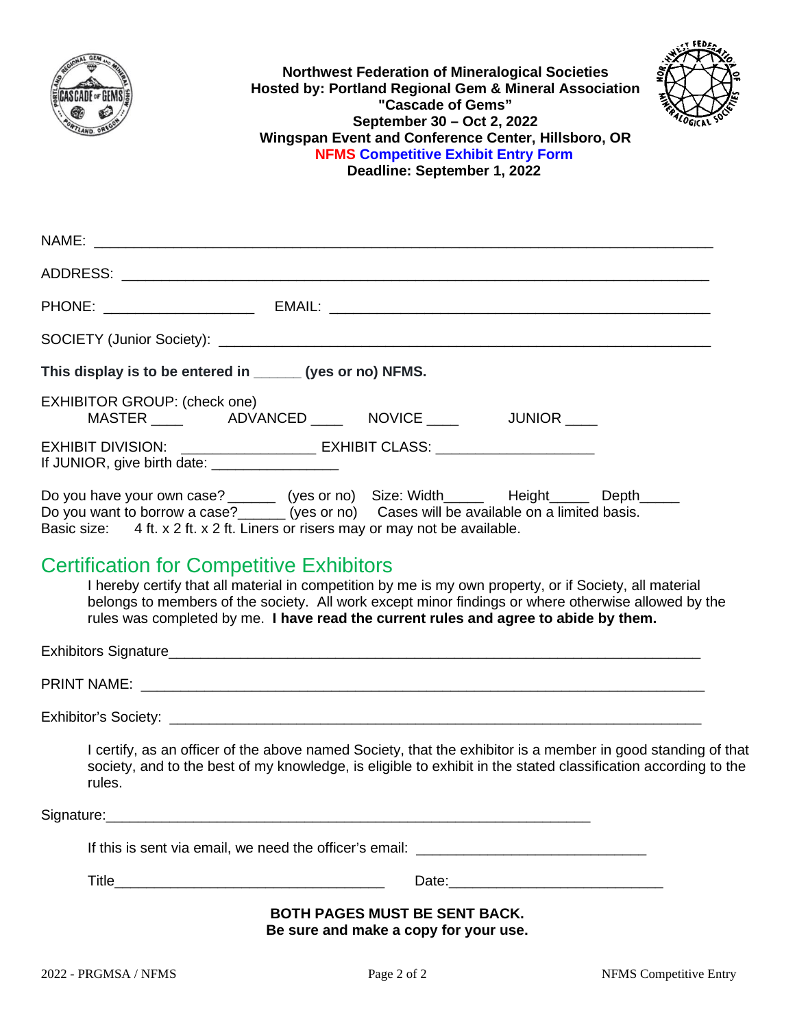**Northwest Federation of Mineralogical Societies**
**Hosted by: Portland Regional Gem & Mineral Association**
**"Cascade of Gems"**
**September 30 – Oct 2, 2022**
**Wingspan Event and Conference Center, Hillsboro, OR**
**NFMS Competitive Exhibit Entry Form**
**Deadline: September 1, 2022**

NAME: ______________________________________________________________________

ADDRESS: ___________________________________________________________________

PHONE: ___________________ EMAIL: _______________________________________________

SOCIETY (Junior Society): _____________________________________________________

**This display is to be entered in ______ (yes or no) NFMS.**

EXHIBITOR GROUP: (check one)
MASTER ____ ADVANCED ____ NOVICE ____ JUNIOR ____

EXHIBIT DIVISION: _________________ EXHIBIT CLASS: ____________________
If JUNIOR, give birth date: ________________

Do you have your own case? ______ (yes or no) Size: Width_____ Height_____ Depth_____
Do you want to borrow a case?______ (yes or no) Cases will be available on a limited basis.
Basic size: 4 ft. x 2 ft. x 2 ft. Liners or risers may or may not be available.

## Certification for Competitive Exhibitors

I hereby certify that all material in competition by me is my own property, or if Society, all material belongs to members of the society. All work except minor findings or where otherwise allowed by the rules was completed by me. **I have read the current rules and agree to abide by them.**

Exhibitors Signature_____________________________________________________________

PRINT NAME: ______________________________________________________________

Exhibitor's Society: ______________________________________________________________

I certify, as an officer of the above named Society, that the exhibitor is a member in good standing of that society, and to the best of my knowledge, is eligible to exhibit in the stated classification according to the rules.

Signature:_______________________________________________________

If this is sent via email, we need the officer's email: _____________________________

Title_________________________________ Date:___________________________

**BOTH PAGES MUST BE SENT BACK.**
**Be sure and make a copy for your use.**